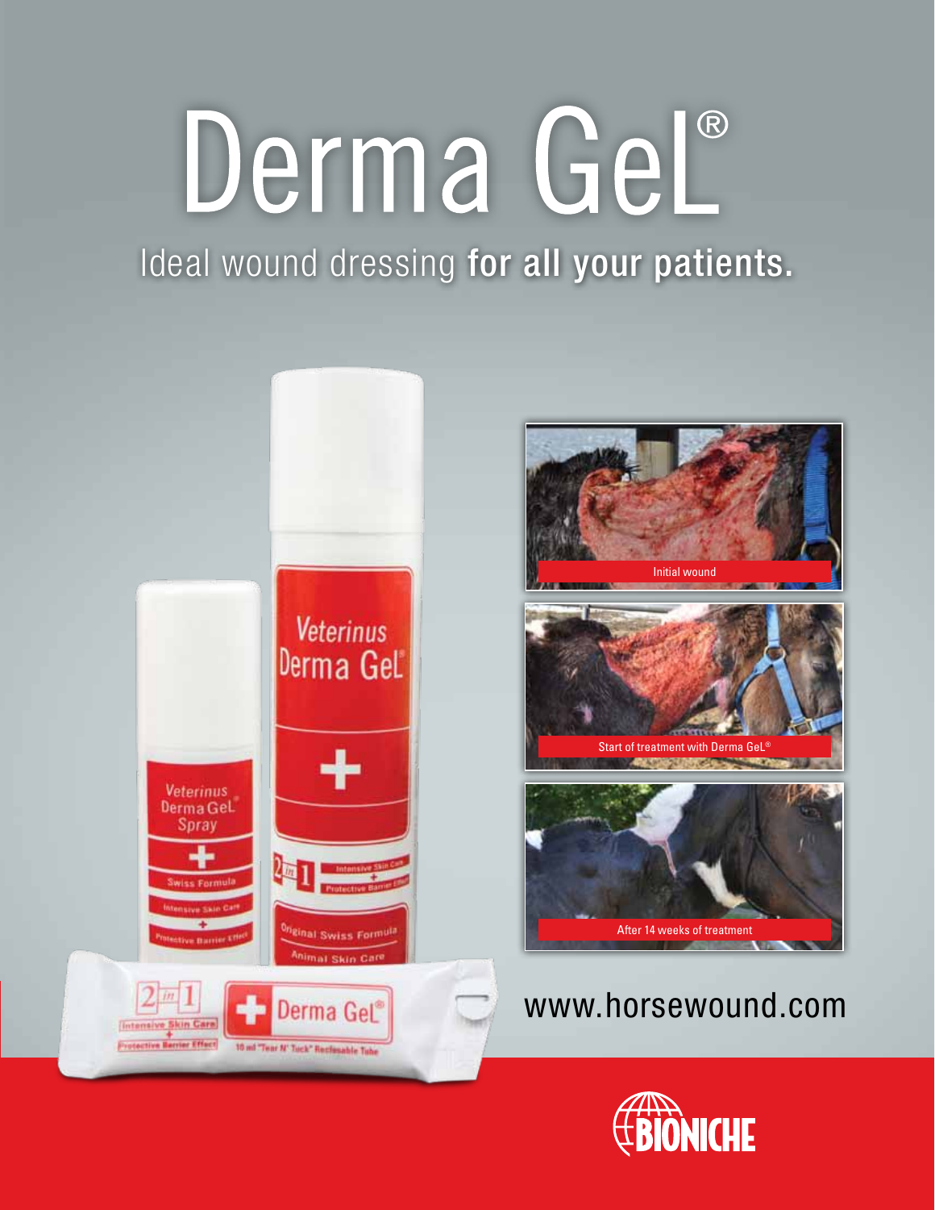# Derma GeL®

## Ideal wound dressing **for all your patients.**

Initial wound

Start of treatment with Derma GeL®

After 14 weeks of treatment

www.horsewound.com

BIONICHE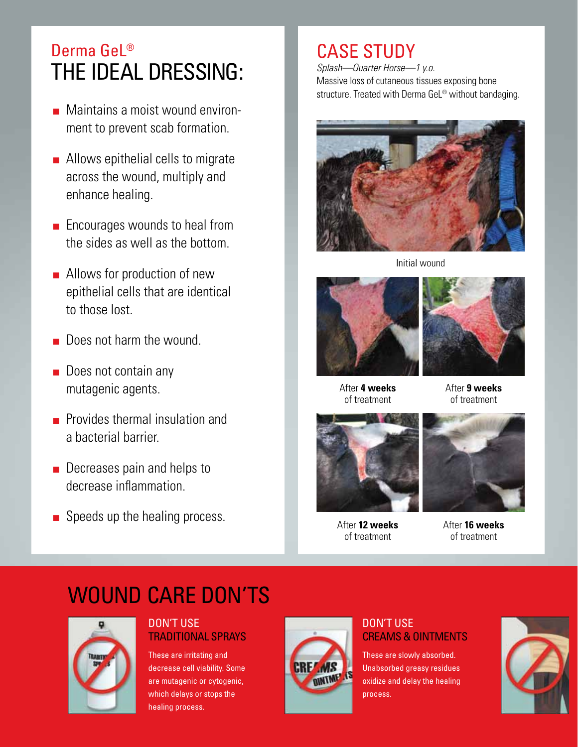Derma GeL®

# THE IDEAL DRESSING:

- Maintains a moist wound environment to prevent scab formation.
- Allows epithelial cells to migrate across the wound, multiply and enhance healing.
- Encourages wounds to heal from the sides as well as the bottom.
- Allows for production of new epithelial cells that are identical to those lost.
- Does not harm the wound.
- Does not contain any mutagenic agents.
- Provides thermal insulation and a bacterial barrier.
- Decreases pain and helps to decrease inflammation.
- Speeds up the healing process.

# CASE STUDY

*Splash—Quarter Horse—1 y.o.*

Massive loss of cutaneous tissues exposing bone structure. Treated with Derma GeL® without bandaging.

Initial wound

After **4 weeks** of treatment

After **9 weeks** of treatment

After **12 weeks** of treatment

After **16 weeks** of treatment

# WOUND CARE DON'TS

## DON'T USE TRADITIONAL SPRAYS

These are irritating and decrease cell viability. Some are mutagenic or cytogenic, which delays or stops the healing process.

## DON'T USE CREAMS & OINTMENTS

These are slowly absorbed. Unabsorbed greasy residues oxidize and delay the healing process.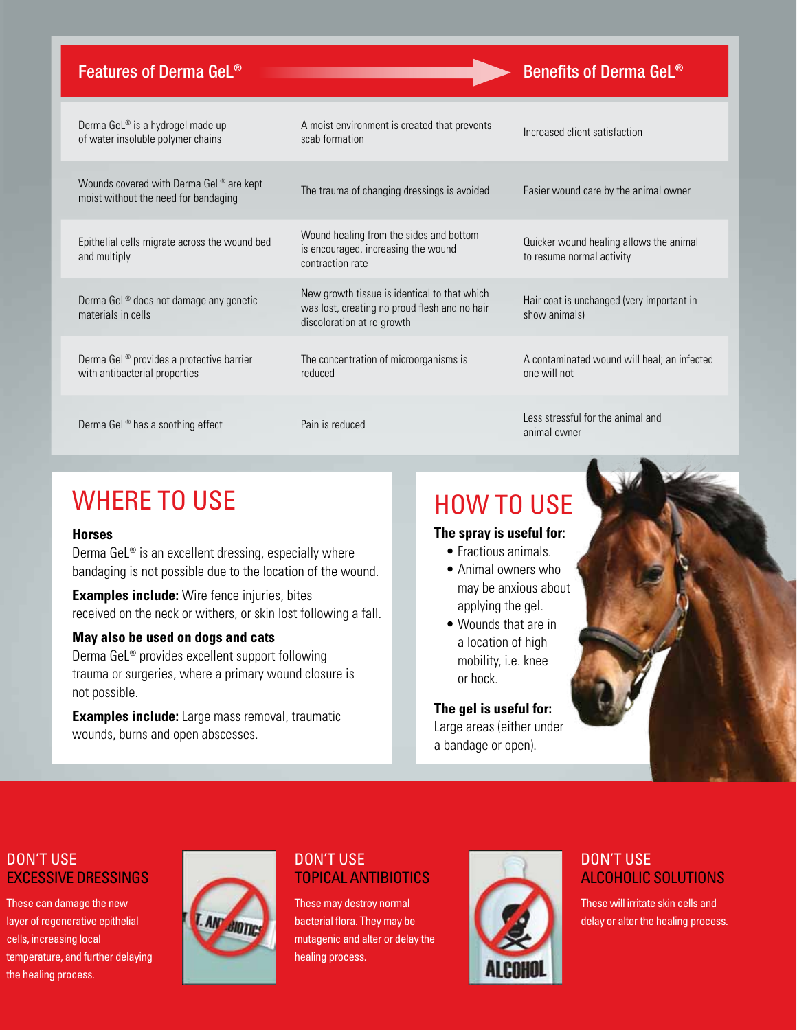| Features of Derma GeL® | | Benefits of Derma GeL® |
|---|---|---|
| Derma GeL® is a hydrogel made up of water insoluble polymer chains | A moist environment is created that prevents scab formation | Increased client satisfaction |
| Wounds covered with Derma GeL® are kept moist without the need for bandaging | The trauma of changing dressings is avoided | Easier wound care by the animal owner |
| Epithelial cells migrate across the wound bed and multiply | Wound healing from the sides and bottom is encouraged, increasing the wound contraction rate | Quicker wound healing allows the animal to resume normal activity |
| Derma GeL® does not damage any genetic materials in cells | New growth tissue is identical to that which was lost, creating no proud flesh and no hair discoloration at re-growth | Hair coat is unchanged (very important in show animals) |
| Derma GeL® provides a protective barrier with antibacterial properties | The concentration of microorganisms is reduced | A contaminated wound will heal; an infected one will not |
| Derma GeL® has a soothing effect | Pain is reduced | Less stressful for the animal and animal owner |

## WHERE TO USE

### Horses

Derma GeL® is an excellent dressing, especially where bandaging is not possible due to the location of the wound.

**Examples include:** Wire fence injuries, bites received on the neck or withers, or skin lost following a fall.

### May also be used on dogs and cats

Derma GeL® provides excellent support following trauma or surgeries, where a primary wound closure is not possible.

**Examples include:** Large mass removal, traumatic wounds, burns and open abscesses.

## HOW TO USE

**The spray is useful for:**

- Fractious animals.
- Animal owners who may be anxious about applying the gel.
- Wounds that are in a location of high mobility, i.e. knee or hock.

**The gel is useful for:**
Large areas (either under a bandage or open).

### DON'T USE EXCESSIVE DRESSINGS

These can damage the new layer of regenerative epithelial cells, increasing local temperature, and further delaying the healing process.

### DON'T USE TOPICAL ANTIBIOTICS

These may destroy normal bacterial flora. They may be mutagenic and alter or delay the healing process.

### DON'T USE ALCOHOLIC SOLUTIONS

These will irritate skin cells and delay or alter the healing process.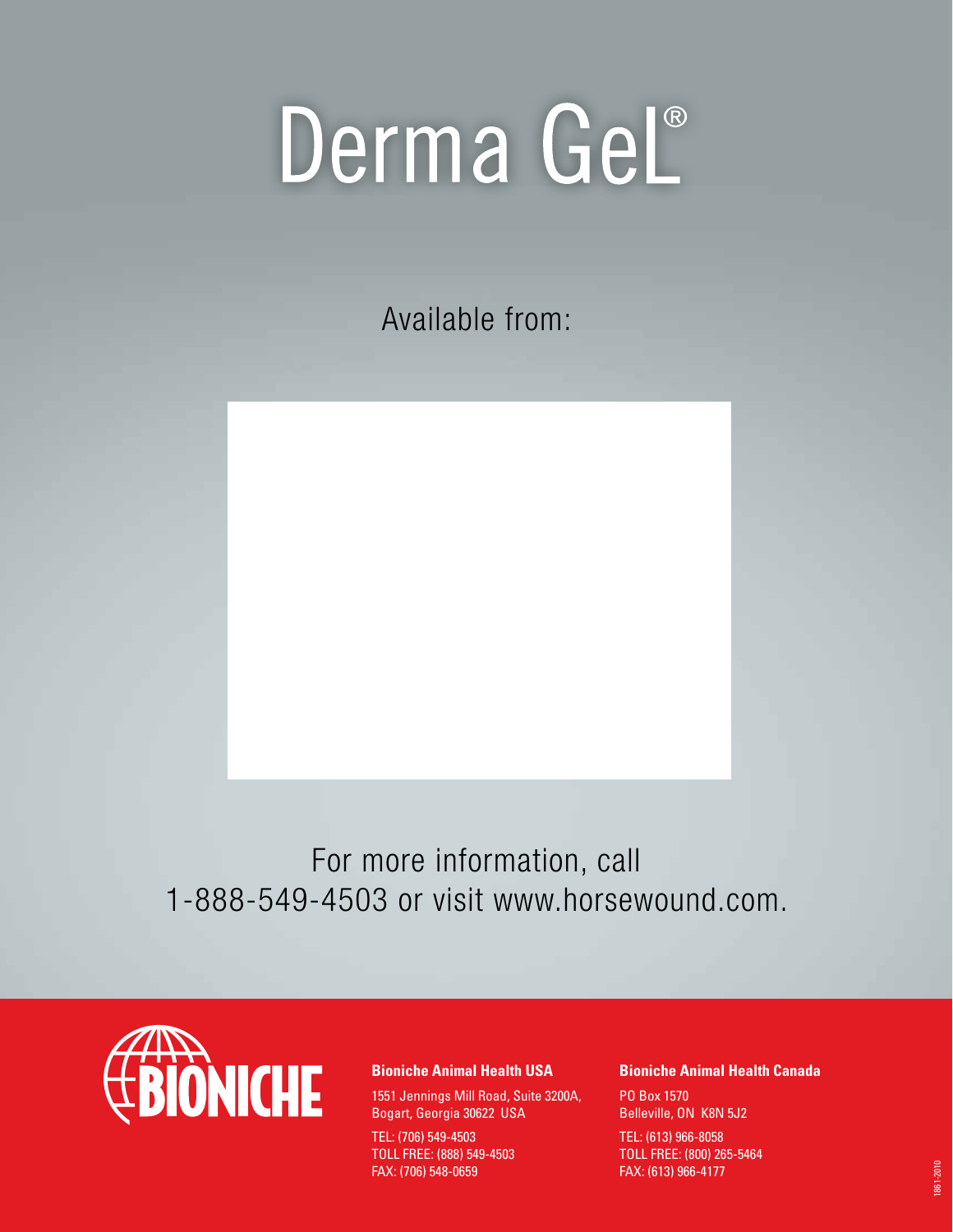# Derma Gel®

Available from:

For more information, call
1-888-549-4503 or visit www.horsewound.com.

BIONICHE

**Bioniche Animal Health USA**

1551 Jennings Mill Road, Suite 3200A,
Bogart, Georgia 30622 USA

TEL: (706) 549-4503
TOLL FREE: (888) 549-4503
FAX: (706) 548-0659

**Bioniche Animal Health Canada**

PO Box 1570
Belleville, ON K8N 5J2

TEL: (613) 966-8058
TOLL FREE: (800) 265-5464
FAX: (613) 966-4177

1861-2010